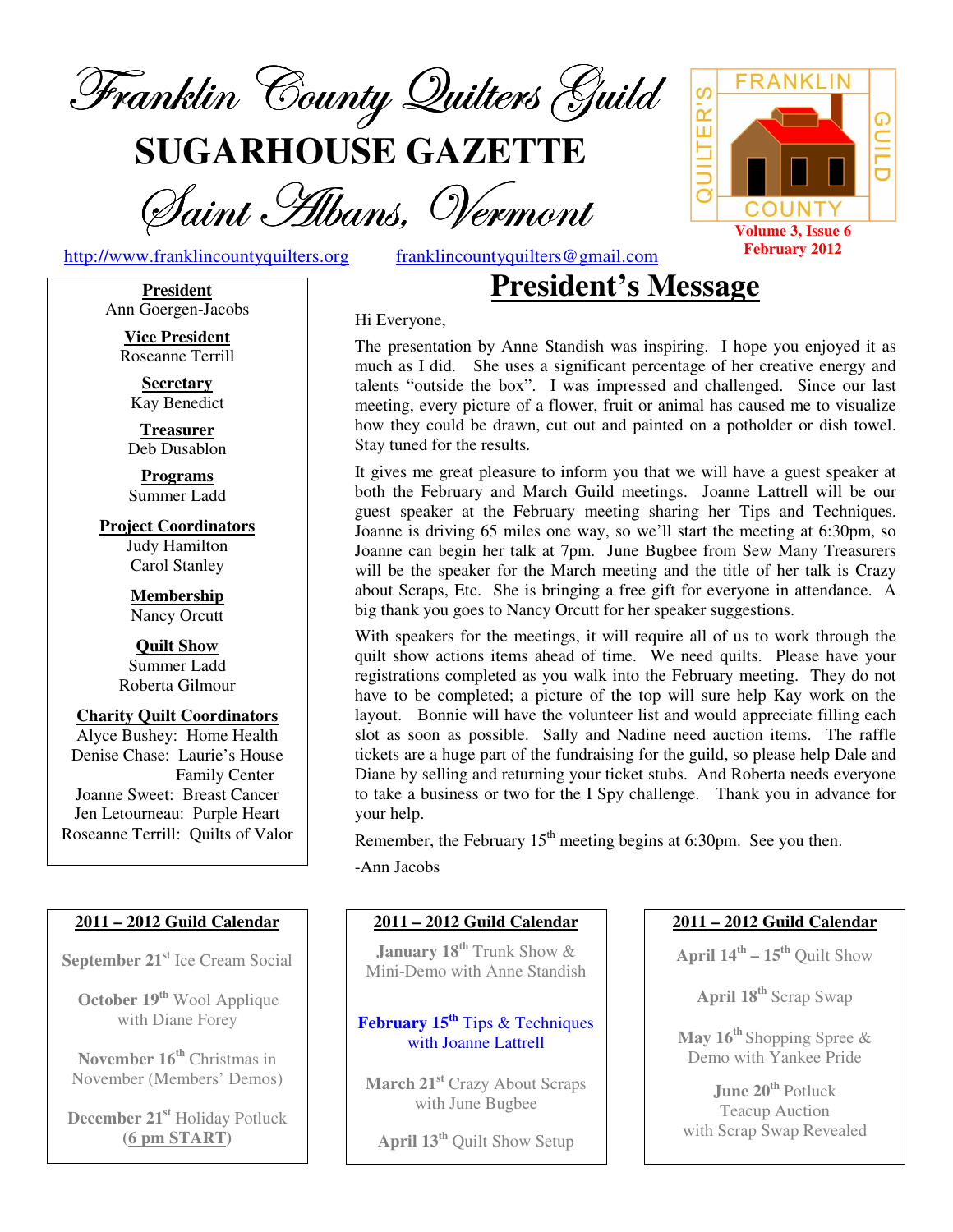# Franklin County Quilters Guild

# SUGARHOUSE GAZETTE

## Saint Albans, Vermont

FRANKLIN COUNTY QUILTER'S GUILD

**Volume 3, Issue 6**
**February 2012**

http://www.franklincountyquilters.org franklincountyquilters@gmail.com

**President**
Ann Goergen-Jacobs

**Vice President**
Roseanne Terrill

**Secretary**
Kay Benedict

**Treasurer**
Deb Dusablon

**Programs**
Summer Ladd

**Project Coordinators**
Judy Hamilton
Carol Stanley

**Membership**
Nancy Orcutt

**Quilt Show**
Summer Ladd
Roberta Gilmour

**Charity Quilt Coordinators**
Alyce Bushey: Home Health
Denise Chase: Laurie's House Family Center
Joanne Sweet: Breast Cancer
Jen Letourneau: Purple Heart
Roseanne Terrill: Quilts of Valor

## President's Message

Hi Everyone,

The presentation by Anne Standish was inspiring. I hope you enjoyed it as much as I did. She uses a significant percentage of her creative energy and talents "outside the box". I was impressed and challenged. Since our last meeting, every picture of a flower, fruit or animal has caused me to visualize how they could be drawn, cut out and painted on a potholder or dish towel. Stay tuned for the results.

It gives me great pleasure to inform you that we will have a guest speaker at both the February and March Guild meetings. Joanne Lattrell will be our guest speaker at the February meeting sharing her Tips and Techniques. Joanne is driving 65 miles one way, so we'll start the meeting at 6:30pm, so Joanne can begin her talk at 7pm. June Bugbee from Sew Many Treasurers will be the speaker for the March meeting and the title of her talk is Crazy about Scraps, Etc. She is bringing a free gift for everyone in attendance. A big thank you goes to Nancy Orcutt for her speaker suggestions.

With speakers for the meetings, it will require all of us to work through the quilt show actions items ahead of time. We need quilts. Please have your registrations completed as you walk into the February meeting. They do not have to be completed; a picture of the top will sure help Kay work on the layout. Bonnie will have the volunteer list and would appreciate filling each slot as soon as possible. Sally and Nadine need auction items. The raffle tickets are a huge part of the fundraising for the guild, so please help Dale and Diane by selling and returning your ticket stubs. And Roberta needs everyone to take a business or two for the I Spy challenge. Thank you in advance for your help.

Remember, the February 15th meeting begins at 6:30pm. See you then.

-Ann Jacobs

### 2011 – 2012 Guild Calendar

**September 21st** Ice Cream Social

**October 19th** Wool Applique with Diane Forey

**November 16th** Christmas in November (Members' Demos)

**December 21st** Holiday Potluck (**6 pm START**)

**January 18th** Trunk Show & Mini-Demo with Anne Standish

**February 15th** Tips & Techniques with Joanne Lattrell

**March 21st** Crazy About Scraps with June Bugbee

**April 13th** Quilt Show Setup

**April 14th – 15th** Quilt Show

**April 18th** Scrap Swap

**May 16th** Shopping Spree & Demo with Yankee Pride

**June 20th** Potluck Teacup Auction with Scrap Swap Revealed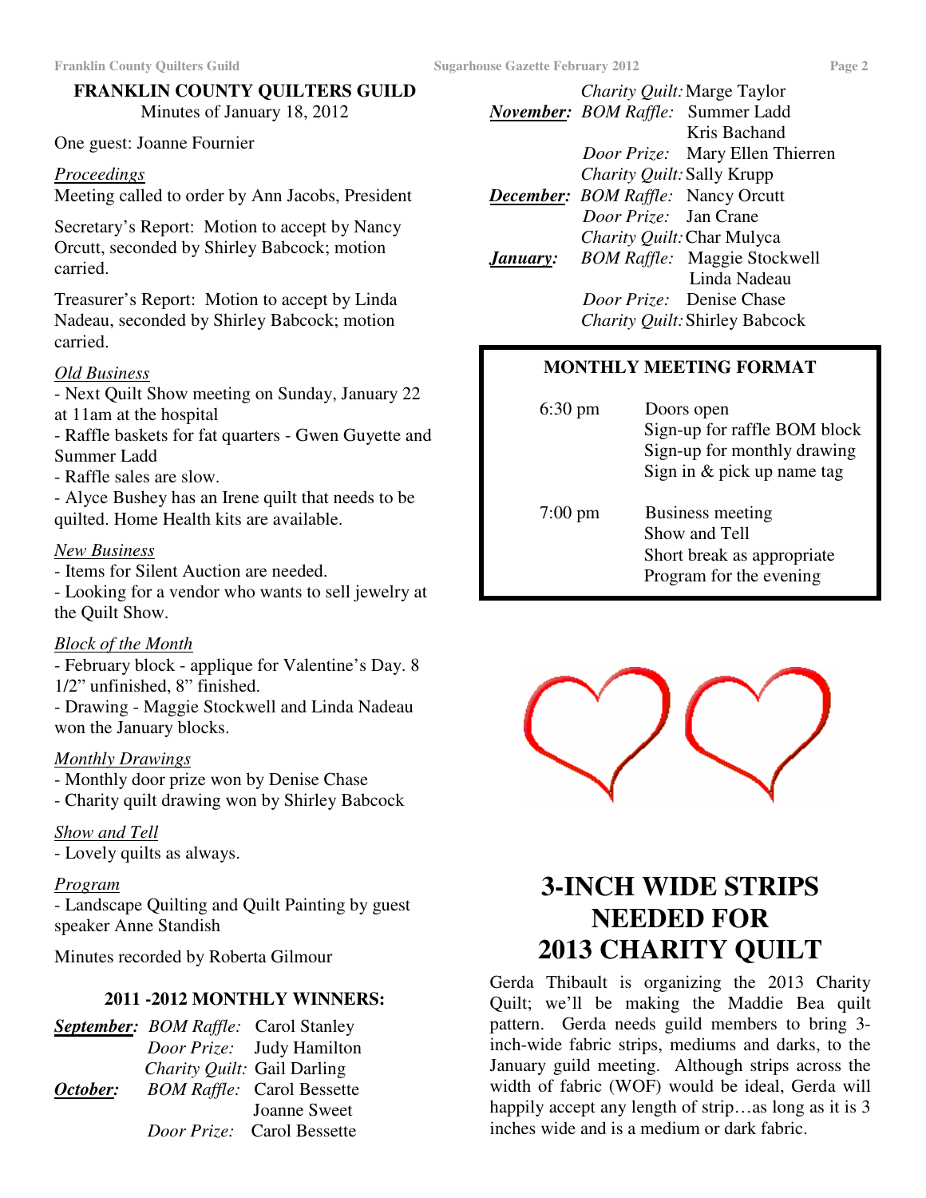## FRANKLIN COUNTY QUILTERS GUILD

Minutes of January 18, 2012

One guest: Joanne Fournier

*Proceedings*

Meeting called to order by Ann Jacobs, President

Secretary's Report: Motion to accept by Nancy Orcutt, seconded by Shirley Babcock; motion carried.

Treasurer's Report: Motion to accept by Linda Nadeau, seconded by Shirley Babcock; motion carried.

*Old Business*

- Next Quilt Show meeting on Sunday, January 22 at 11am at the hospital
- Raffle baskets for fat quarters - Gwen Guyette and Summer Ladd
- Raffle sales are slow.
- Alyce Bushey has an Irene quilt that needs to be quilted. Home Health kits are available.

*New Business*

- Items for Silent Auction are needed.
- Looking for a vendor who wants to sell jewelry at the Quilt Show.

*Block of the Month*

- February block - applique for Valentine's Day. 8 1/2" unfinished, 8" finished.
- Drawing - Maggie Stockwell and Linda Nadeau won the January blocks.

*Monthly Drawings*

- Monthly door prize won by Denise Chase
- Charity quilt drawing won by Shirley Babcock

*Show and Tell*

- Lovely quilts as always.

*Program*

- Landscape Quilting and Quilt Painting by guest speaker Anne Standish

Minutes recorded by Roberta Gilmour

### 2011 -2012 MONTHLY WINNERS:

***September:*** *BOM Raffle:* Carol Stanley
*Door Prize:* Judy Hamilton
*Charity Quilt:* Gail Darling

***October:*** *BOM Raffle:* Carol Bessette, Joanne Sweet
*Door Prize:* Carol Bessette
*Charity Quilt:* Marge Taylor

***November:*** *BOM Raffle:* Summer Ladd, Kris Bachand
*Door Prize:* Mary Ellen Thierren
*Charity Quilt:* Sally Krupp

***December:*** *BOM Raffle:* Nancy Orcutt
*Door Prize:* Jan Crane
*Charity Quilt:* Char Mulyca

***January:*** *BOM Raffle:* Maggie Stockwell, Linda Nadeau
*Door Prize:* Denise Chase
*Charity Quilt:* Shirley Babcock

### MONTHLY MEETING FORMAT

| | |
|---|---|
| 6:30 pm | Doors open<br>Sign-up for raffle BOM block<br>Sign-up for monthly drawing<br>Sign in & pick up name tag |
| 7:00 pm | Business meeting<br>Show and Tell<br>Short break as appropriate<br>Program for the evening |

## 3-INCH WIDE STRIPS NEEDED FOR 2013 CHARITY QUILT

Gerda Thibault is organizing the 2013 Charity Quilt; we'll be making the Maddie Bea quilt pattern. Gerda needs guild members to bring 3-inch-wide fabric strips, mediums and darks, to the January guild meeting. Although strips across the width of fabric (WOF) would be ideal, Gerda will happily accept any length of strip…as long as it is 3 inches wide and is a medium or dark fabric.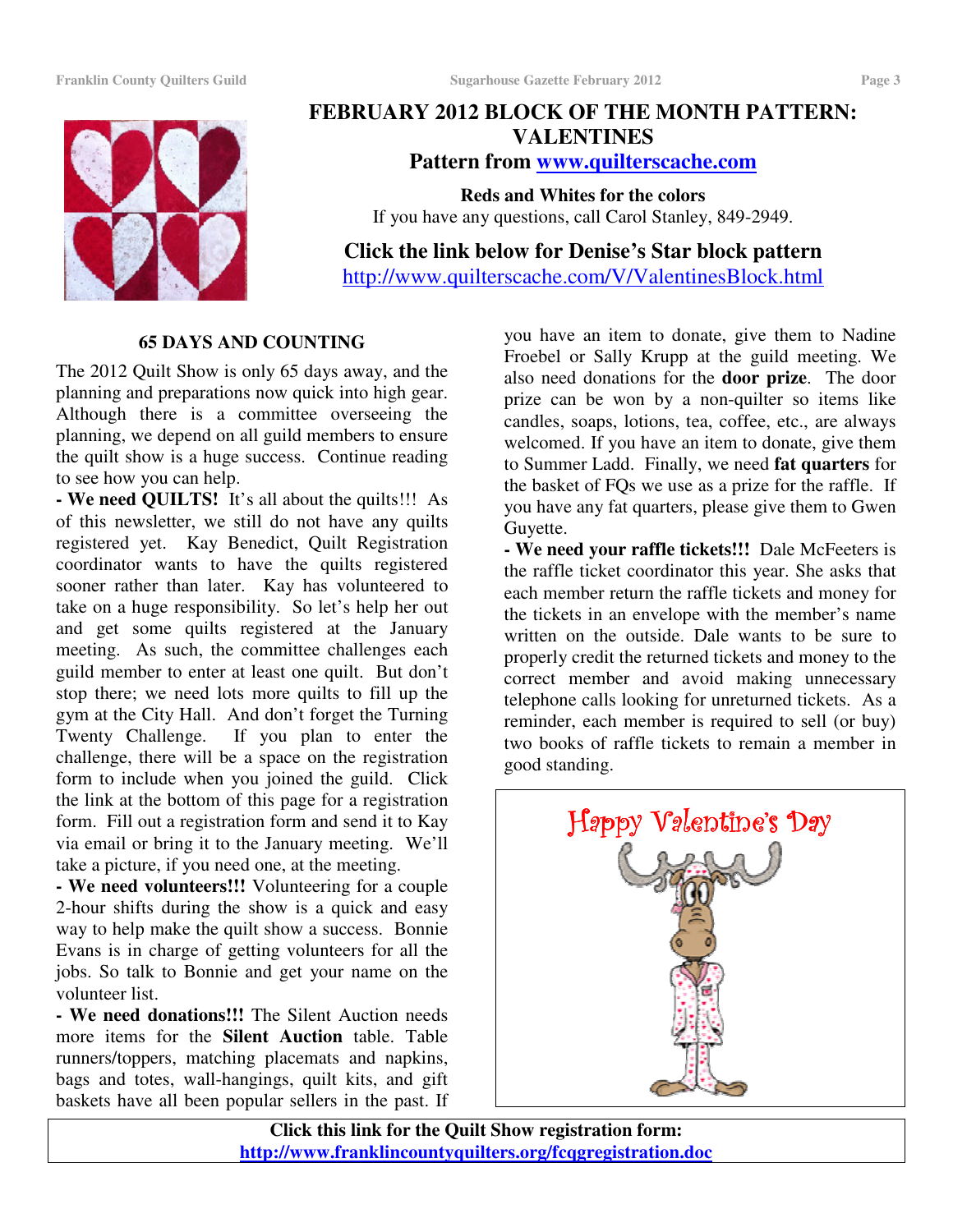## FEBRUARY 2012 BLOCK OF THE MONTH PATTERN: VALENTINES

### Pattern from www.quilterscache.com

**Reds and Whites for the colors**

If you have any questions, call Carol Stanley, 849-2949.

### Click the link below for Denise's Star block pattern

http://www.quilterscache.com/V/ValentinesBlock.html

### 65 DAYS AND COUNTING

The 2012 Quilt Show is only 65 days away, and the planning and preparations now quick into high gear. Although there is a committee overseeing the planning, we depend on all guild members to ensure the quilt show is a huge success. Continue reading to see how you can help.

**- We need QUILTS!** It's all about the quilts!!! As of this newsletter, we still do not have any quilts registered yet. Kay Benedict, Quilt Registration coordinator wants to have the quilts registered sooner rather than later. Kay has volunteered to take on a huge responsibility. So let's help her out and get some quilts registered at the January meeting. As such, the committee challenges each guild member to enter at least one quilt. But don't stop there; we need lots more quilts to fill up the gym at the City Hall. And don't forget the Turning Twenty Challenge. If you plan to enter the challenge, there will be a space on the registration form to include when you joined the guild. Click the link at the bottom of this page for a registration form. Fill out a registration form and send it to Kay via email or bring it to the January meeting. We'll take a picture, if you need one, at the meeting.

**- We need volunteers!!!** Volunteering for a couple 2-hour shifts during the show is a quick and easy way to help make the quilt show a success. Bonnie Evans is in charge of getting volunteers for all the jobs. So talk to Bonnie and get your name on the volunteer list.

**- We need donations!!!** The Silent Auction needs more items for the **Silent Auction** table. Table runners/toppers, matching placemats and napkins, bags and totes, wall-hangings, quilt kits, and gift baskets have all been popular sellers in the past. If you have an item to donate, give them to Nadine Froebel or Sally Krupp at the guild meeting. We also need donations for the **door prize**. The door prize can be won by a non-quilter so items like candles, soaps, lotions, tea, coffee, etc., are always welcomed. If you have an item to donate, give them to Summer Ladd. Finally, we need **fat quarters** for the basket of FQs we use as a prize for the raffle. If you have any fat quarters, please give them to Gwen Guyette.

**- We need your raffle tickets!!!** Dale McFeeters is the raffle ticket coordinator this year. She asks that each member return the raffle tickets and money for the tickets in an envelope with the member's name written on the outside. Dale wants to be sure to properly credit the returned tickets and money to the correct member and avoid making unnecessary telephone calls looking for unreturned tickets. As a reminder, each member is required to sell (or buy) two books of raffle tickets to remain a member in good standing.

Happy Valentine's Day

**Click this link for the Quilt Show registration form:**
**http://www.franklincountyquilters.org/fcqgregistration.doc**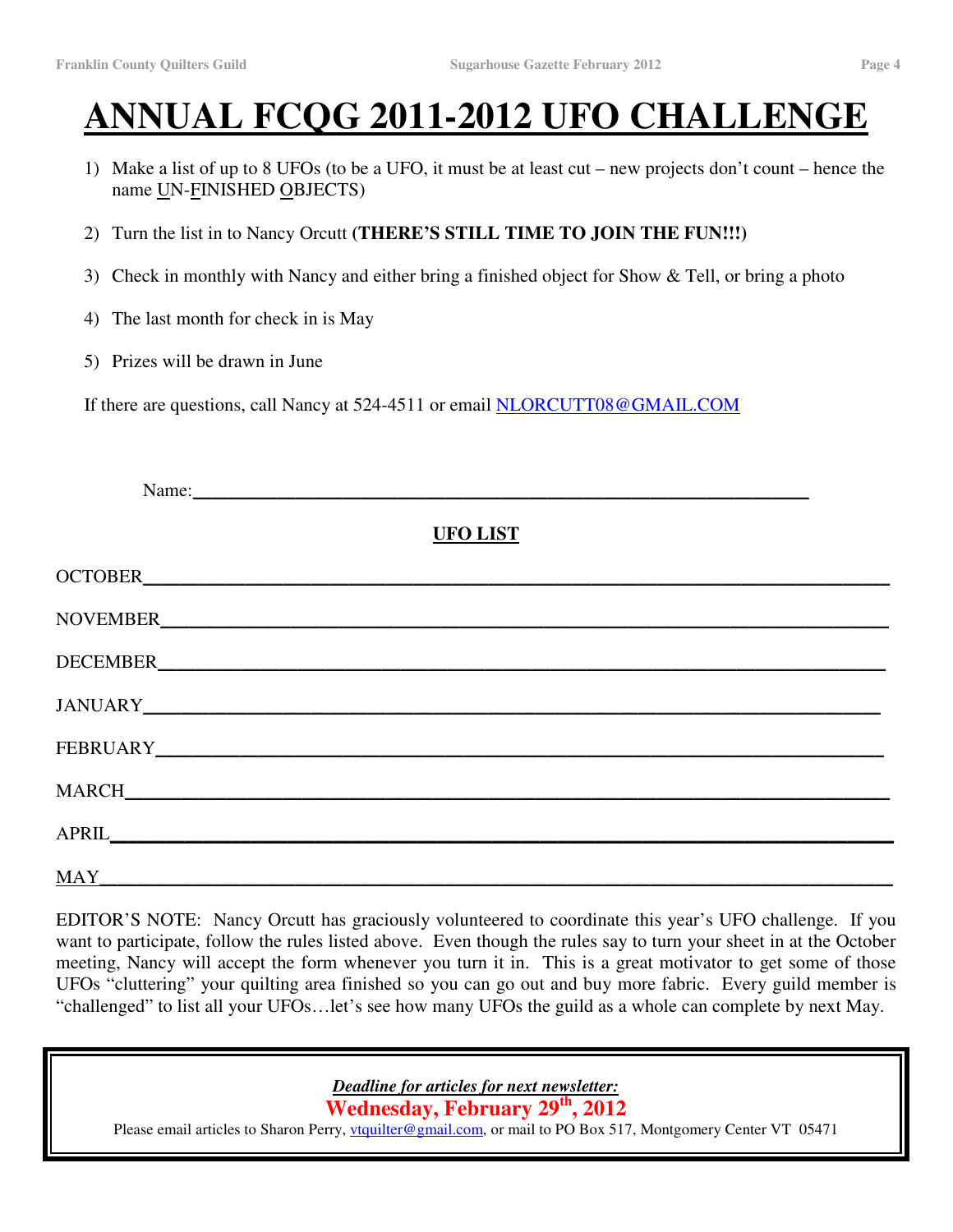# ANNUAL FCQG 2011-2012 UFO CHALLENGE

1) Make a list of up to 8 UFOs (to be a UFO, it must be at least cut – new projects don't count – hence the name UN-FINISHED OBJECTS)
2) Turn the list in to Nancy Orcutt **(THERE'S STILL TIME TO JOIN THE FUN!!!)**
3) Check in monthly with Nancy and either bring a finished object for Show & Tell, or bring a photo
4) The last month for check in is May
5) Prizes will be drawn in June

If there are questions, call Nancy at 524-4511 or email NLORCUTT08@GMAIL.COM

Name:\_\_\_\_\_\_\_\_\_\_\_\_\_\_\_\_\_\_\_\_\_\_\_\_\_\_\_\_\_\_\_\_\_\_\_\_\_\_\_\_\_\_\_\_\_\_\_\_

**UFO LIST**

OCTOBER\_\_\_\_\_\_\_\_\_\_\_\_\_\_\_\_\_\_\_\_\_\_\_\_\_\_\_\_\_\_\_\_\_\_\_\_\_\_\_\_\_\_\_\_\_\_\_\_

NOVEMBER\_\_\_\_\_\_\_\_\_\_\_\_\_\_\_\_\_\_\_\_\_\_\_\_\_\_\_\_\_\_\_\_\_\_\_\_\_\_\_\_\_\_\_\_\_\_\_

DECEMBER\_\_\_\_\_\_\_\_\_\_\_\_\_\_\_\_\_\_\_\_\_\_\_\_\_\_\_\_\_\_\_\_\_\_\_\_\_\_\_\_\_\_\_\_\_\_\_

JANUARY\_\_\_\_\_\_\_\_\_\_\_\_\_\_\_\_\_\_\_\_\_\_\_\_\_\_\_\_\_\_\_\_\_\_\_\_\_\_\_\_\_\_\_\_\_\_\_\_

FEBRUARY\_\_\_\_\_\_\_\_\_\_\_\_\_\_\_\_\_\_\_\_\_\_\_\_\_\_\_\_\_\_\_\_\_\_\_\_\_\_\_\_\_\_\_\_\_\_\_

MARCH\_\_\_\_\_\_\_\_\_\_\_\_\_\_\_\_\_\_\_\_\_\_\_\_\_\_\_\_\_\_\_\_\_\_\_\_\_\_\_\_\_\_\_\_\_\_\_\_\_

APRIL\_\_\_\_\_\_\_\_\_\_\_\_\_\_\_\_\_\_\_\_\_\_\_\_\_\_\_\_\_\_\_\_\_\_\_\_\_\_\_\_\_\_\_\_\_\_\_\_\_\_

MAY\_\_\_\_\_\_\_\_\_\_\_\_\_\_\_\_\_\_\_\_\_\_\_\_\_\_\_\_\_\_\_\_\_\_\_\_\_\_\_\_\_\_\_\_\_\_\_\_\_\_\_

EDITOR'S NOTE: Nancy Orcutt has graciously volunteered to coordinate this year's UFO challenge. If you want to participate, follow the rules listed above. Even though the rules say to turn your sheet in at the October meeting, Nancy will accept the form whenever you turn it in. This is a great motivator to get some of those UFOs "cluttering" your quilting area finished so you can go out and buy more fabric. Every guild member is "challenged" to list all your UFOs…let's see how many UFOs the guild as a whole can complete by next May.

***Deadline for articles for next newsletter:***

**Wednesday, February 29th, 2012**

Please email articles to Sharon Perry, vtquilter@gmail.com, or mail to PO Box 517, Montgomery Center VT 05471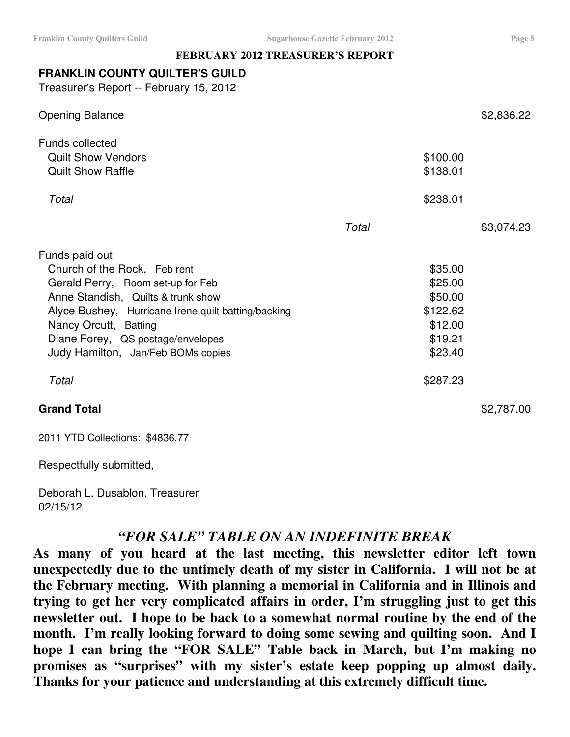## FEBRUARY 2012 TREASURER'S REPORT

**FRANKLIN COUNTY QUILTER'S GUILD**

Treasurer's Report -- February 15, 2012

| | | | |
|---|---|---|---|
| Opening Balance | | | $2,836.22 |
| Funds collected | | | |
| Quilt Show Vendors | | $100.00 | |
| Quilt Show Raffle | | $138.01 | |
| *Total* | | $238.01 | |
| | *Total* | | $3,074.23 |
| Funds paid out | | | |
| Church of the Rock, Feb rent | | $35.00 | |
| Gerald Perry, Room set-up for Feb | | $25.00 | |
| Anne Standish, Quilts & trunk show | | $50.00 | |
| Alyce Bushey, Hurricane Irene quilt batting/backing | | $122.62 | |
| Nancy Orcutt, Batting | | $12.00 | |
| Diane Forey, QS postage/envelopes | | $19.21 | |
| Judy Hamilton, Jan/Feb BOMs copies | | $23.40 | |
| *Total* | | $287.23 | |
| **Grand Total** | | | $2,787.00 |

2011 YTD Collections: $4836.77

Respectfully submitted,

Deborah L. Dusablon, Treasurer
02/15/12

## *"FOR SALE" TABLE ON AN INDEFINITE BREAK*

**As many of you heard at the last meeting, this newsletter editor left town unexpectedly due to the untimely death of my sister in California. I will not be at the February meeting. With planning a memorial in California and in Illinois and trying to get her very complicated affairs in order, I'm struggling just to get this newsletter out. I hope to be back to a somewhat normal routine by the end of the month. I'm really looking forward to doing some sewing and quilting soon. And I hope I can bring the "FOR SALE" Table back in March, but I'm making no promises as "surprises" with my sister's estate keep popping up almost daily. Thanks for your patience and understanding at this extremely difficult time.**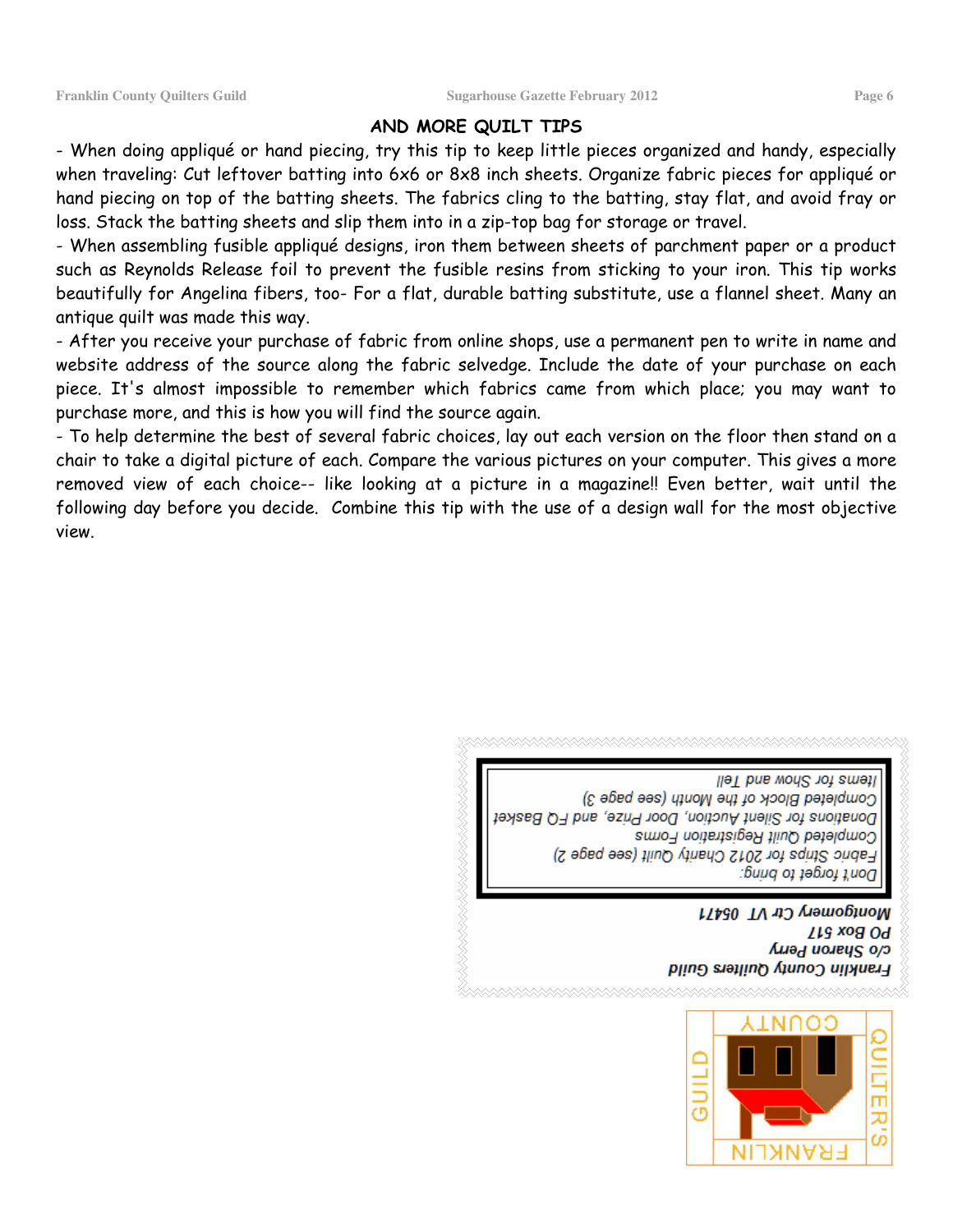## AND MORE QUILT TIPS

- When doing appliqué or hand piecing, try this tip to keep little pieces organized and handy, especially when traveling: Cut leftover batting into 6x6 or 8x8 inch sheets. Organize fabric pieces for appliqué or hand piecing on top of the batting sheets. The fabrics cling to the batting, stay flat, and avoid fray or loss. Stack the batting sheets and slip them into in a zip-top bag for storage or travel.
- When assembling fusible appliqué designs, iron them between sheets of parchment paper or a product such as Reynolds Release foil to prevent the fusible resins from sticking to your iron. This tip works beautifully for Angelina fibers, too- For a flat, durable batting substitute, use a flannel sheet. Many an antique quilt was made this way.
- After you receive your purchase of fabric from online shops, use a permanent pen to write in name and website address of the source along the fabric selvedge. Include the date of your purchase on each piece. It's almost impossible to remember which fabrics came from which place; you may want to purchase more, and this is how you will find the source again.
- To help determine the best of several fabric choices, lay out each version on the floor then stand on a chair to take a digital picture of each. Compare the various pictures on your computer. This gives a more removed view of each choice-- like looking at a picture in a magazine!! Even better, wait until the following day before you decide. Combine this tip with the use of a design wall for the most objective view.

Don't forget to bring:
Fabric Strips for 2012 Charity Quilt (see page 2)
Completed Quilt Registration Forms
Donations for Silent Auction, Door Prize, and FQ Basket
Completed Block of the Month (see page 3)
Items for Show and Tell

Franklin County Quilters Guild
c/o Sharon Perry
PO Box 517
Montgomery Ctr VT 05471

FRANKLIN COUNTY QUILTER'S GUILD